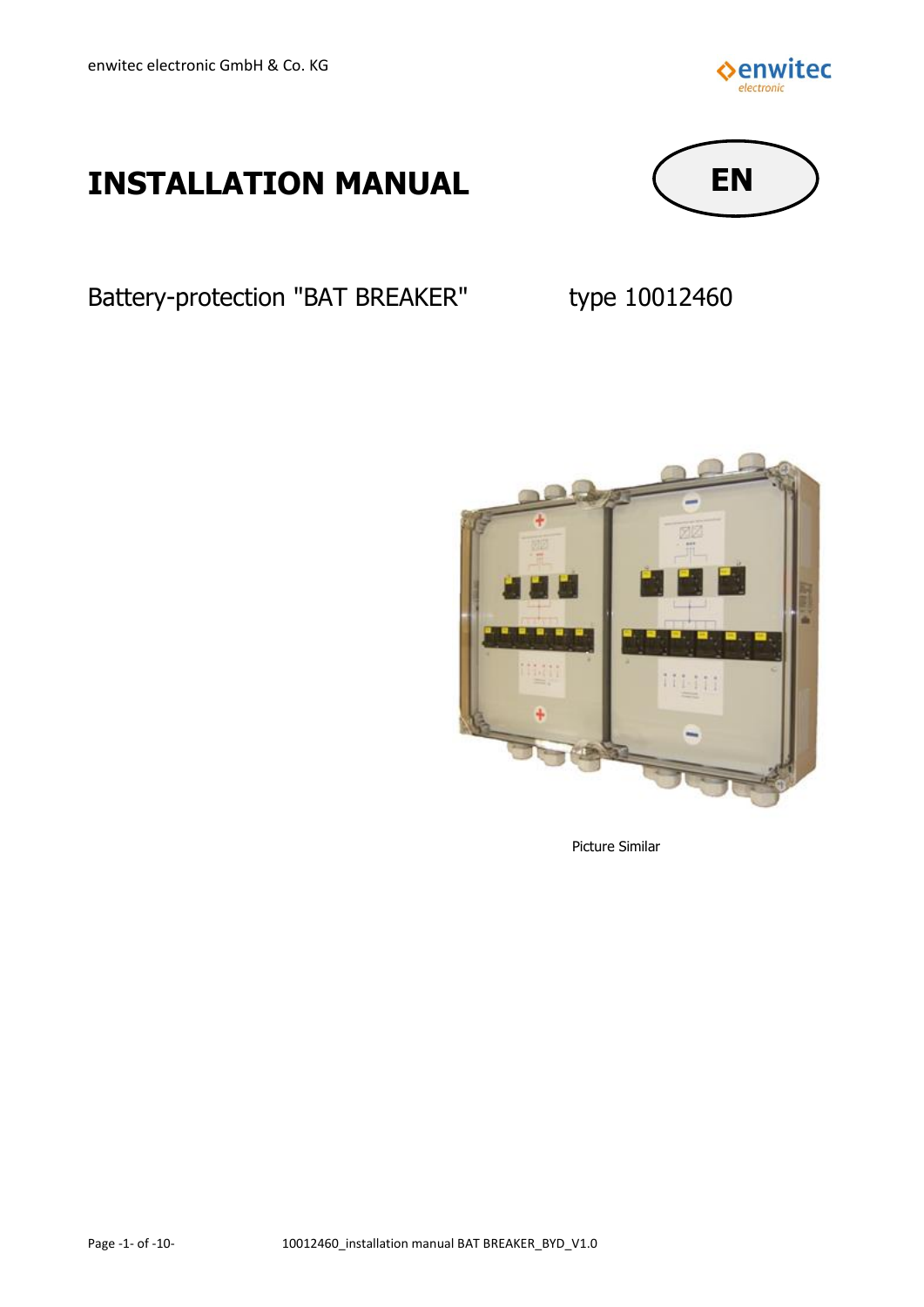# INSTALLATION MANUAL

**EN**

Battery-protection "BAT BREAKER" type 10012460

Picture Similar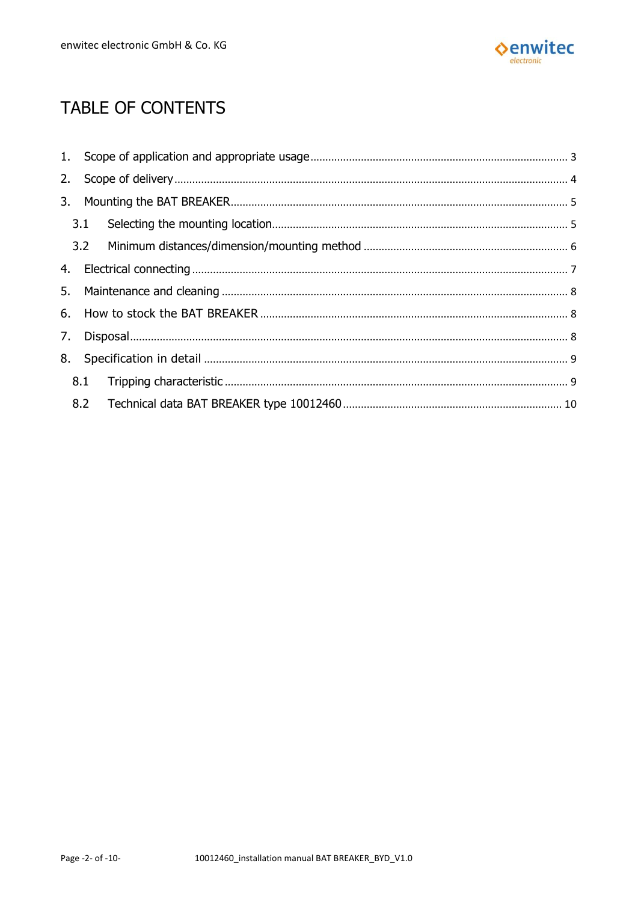# TABLE OF CONTENTS

1. Scope of application and appropriate usage ..... 3
2. Scope of delivery ..... 4
3. Mounting the BAT BREAKER ..... 5
   - 3.1 Selecting the mounting location ..... 5
   - 3.2 Minimum distances/dimension/mounting method ..... 6
4. Electrical connecting ..... 7
5. Maintenance and cleaning ..... 8
6. How to stock the BAT BREAKER ..... 8
7. Disposal ..... 8
8. Specification in detail ..... 9
   - 8.1 Tripping characteristic ..... 9
   - 8.2 Technical data BAT BREAKER type 10012460 ..... 10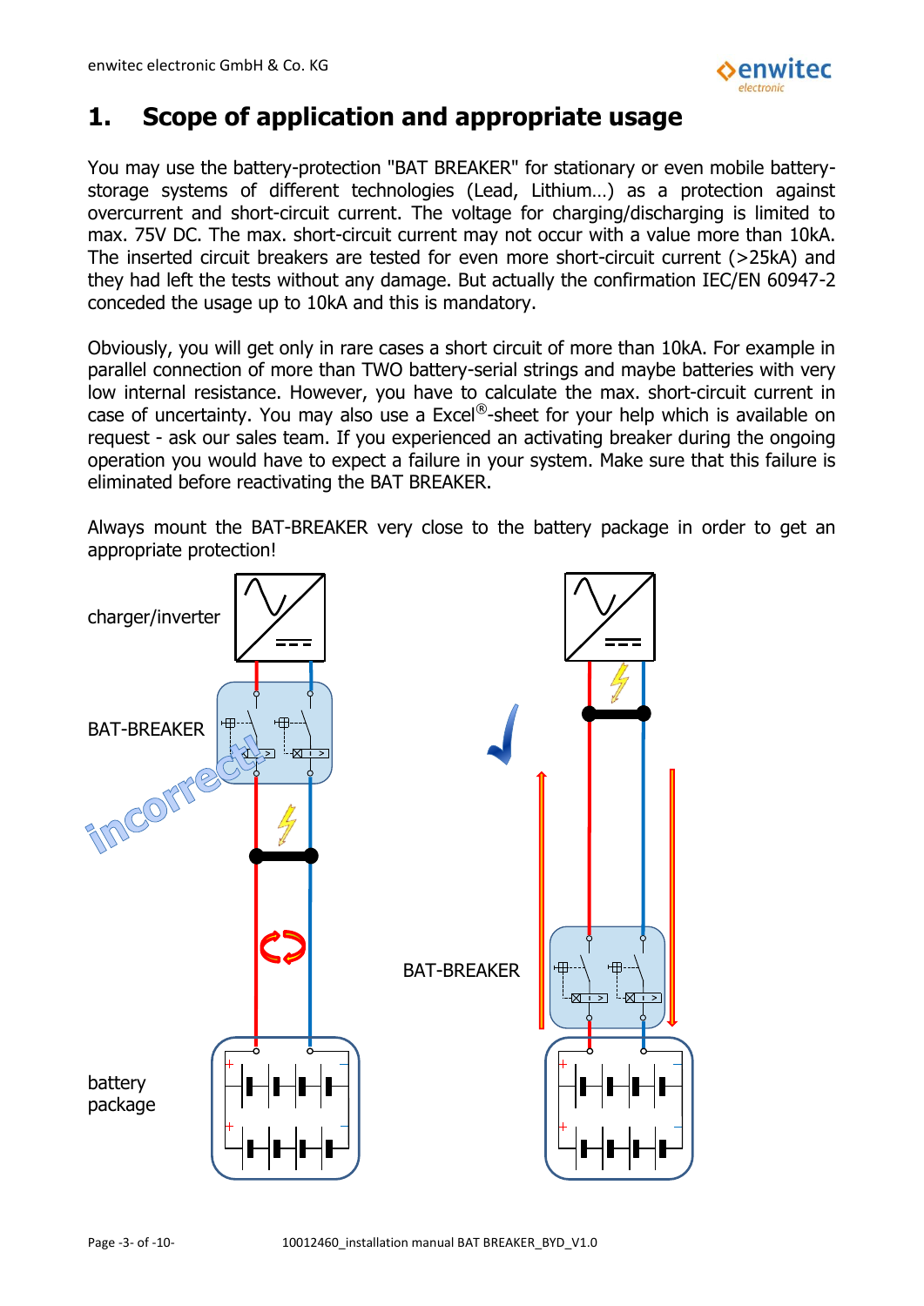# 1. Scope of application and appropriate usage

You may use the battery-protection "BAT BREAKER" for stationary or even mobile battery-storage systems of different technologies (Lead, Lithium…) as a protection against overcurrent and short-circuit current. The voltage for charging/discharging is limited to max. 75V DC. The max. short-circuit current may not occur with a value more than 10kA. The inserted circuit breakers are tested for even more short-circuit current (>25kA) and they had left the tests without any damage. But actually the confirmation IEC/EN 60947-2 conceded the usage up to 10kA and this is mandatory.

Obviously, you will get only in rare cases a short circuit of more than 10kA. For example in parallel connection of more than TWO battery-serial strings and maybe batteries with very low internal resistance. However, you have to calculate the max. short-circuit current in case of uncertainty. You may also use a Excel®-sheet for your help which is available on request - ask our sales team. If you experienced an activating breaker during the ongoing operation you would have to expect a failure in your system. Make sure that this failure is eliminated before reactivating the BAT BREAKER.

Always mount the BAT-BREAKER very close to the battery package in order to get an appropriate protection!

charger/inverter

BAT-BREAKER

incorrect!

battery package

BAT-BREAKER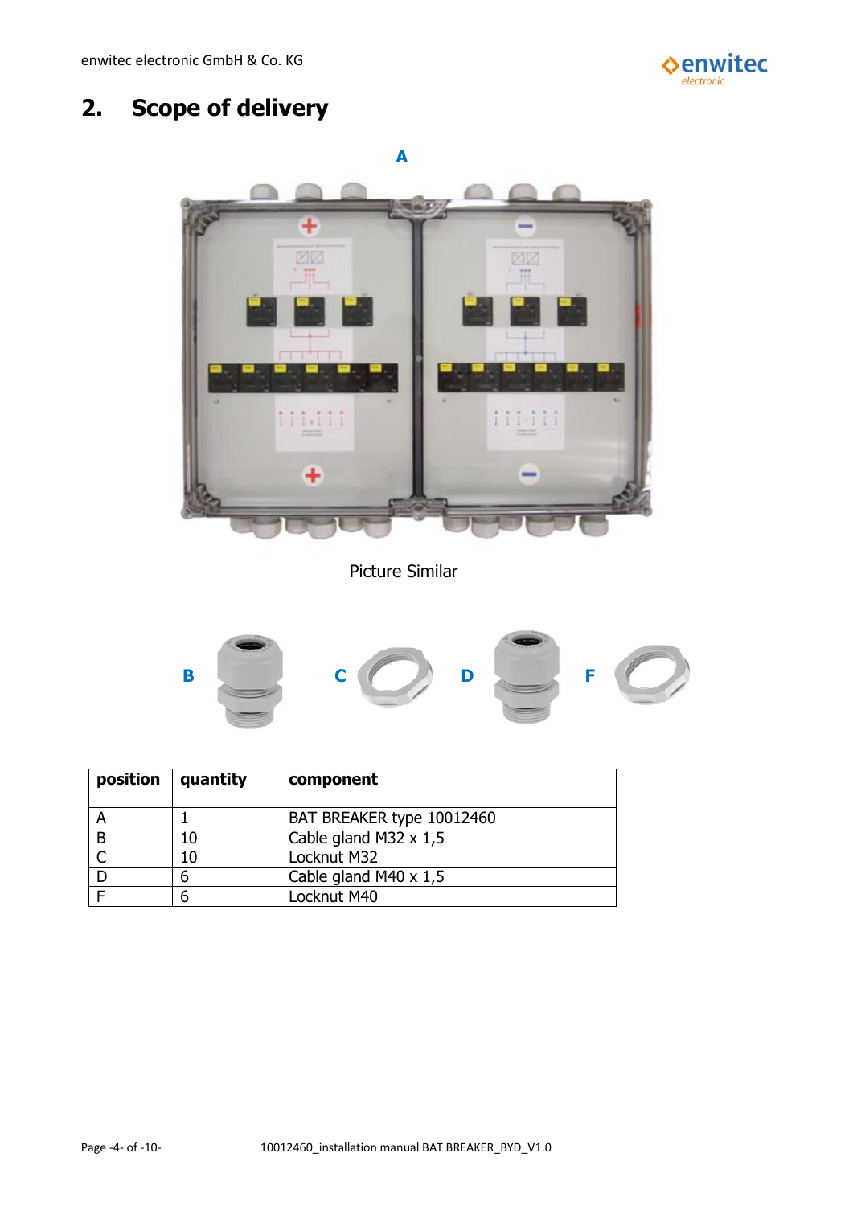## 2. Scope of delivery

A

Picture Similar

B C D F

| position | quantity | component |
|---|---|---|
| A | 1 | BAT BREAKER type 10012460 |
| B | 10 | Cable gland M32 x 1,5 |
| C | 10 | Locknut M32 |
| D | 6 | Cable gland M40 x 1,5 |
| F | 6 | Locknut M40 |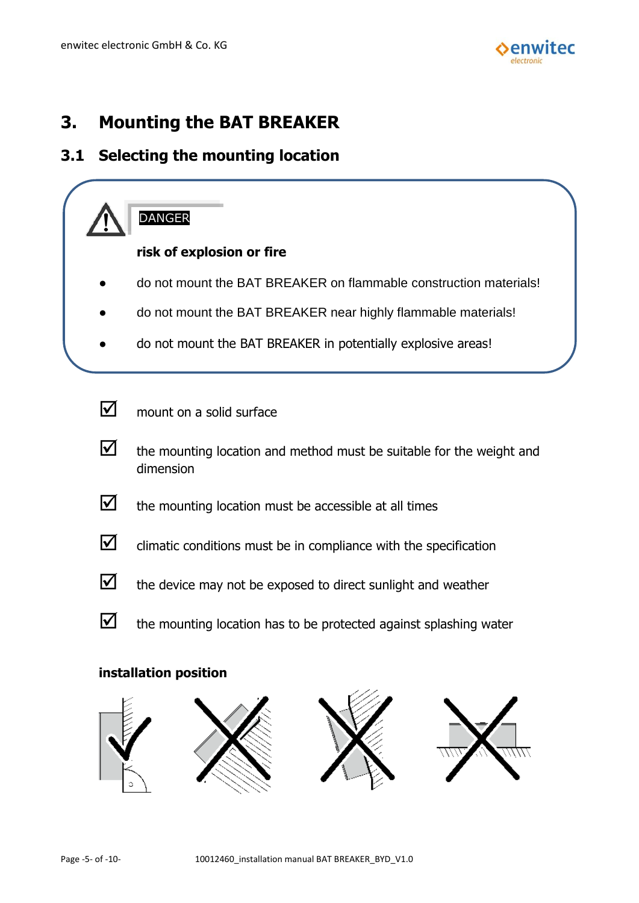# 3. Mounting the BAT BREAKER

## 3.1 Selecting the mounting location

**DANGER**

**risk of explosion or fire**

- do not mount the BAT BREAKER on flammable construction materials!
- do not mount the BAT BREAKER near highly flammable materials!
- do not mount the BAT BREAKER in potentially explosive areas!

☑ mount on a solid surface

☑ the mounting location and method must be suitable for the weight and dimension

☑ the mounting location must be accessible at all times

☑ climatic conditions must be in compliance with the specification

☑ the device may not be exposed to direct sunlight and weather

☑ the mounting location has to be protected against splashing water

**installation position**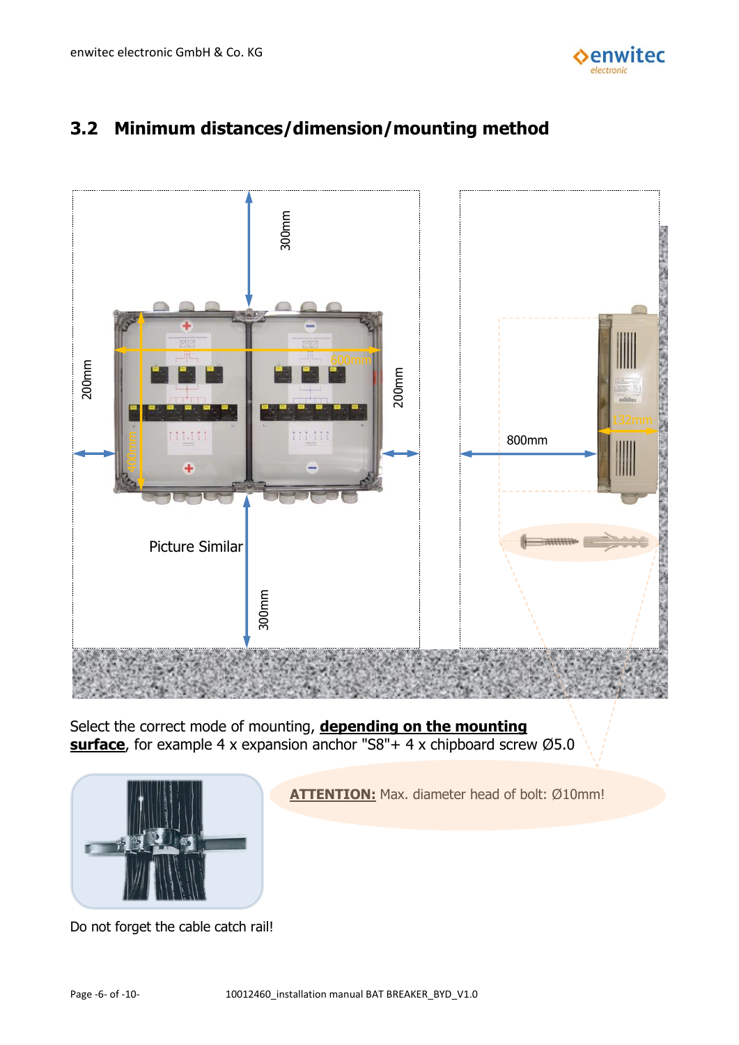## 3.2 Minimum distances/dimension/mounting method

300mm

200mm

600mm

200mm

400mm

800mm

132mm

Picture Similar

300mm

Select the correct mode of mounting, **depending on the mounting surface**, for example 4 x expansion anchor "S8"+ 4 x chipboard screw Ø5.0

**ATTENTION:** Max. diameter head of bolt: Ø10mm!

Do not forget the cable catch rail!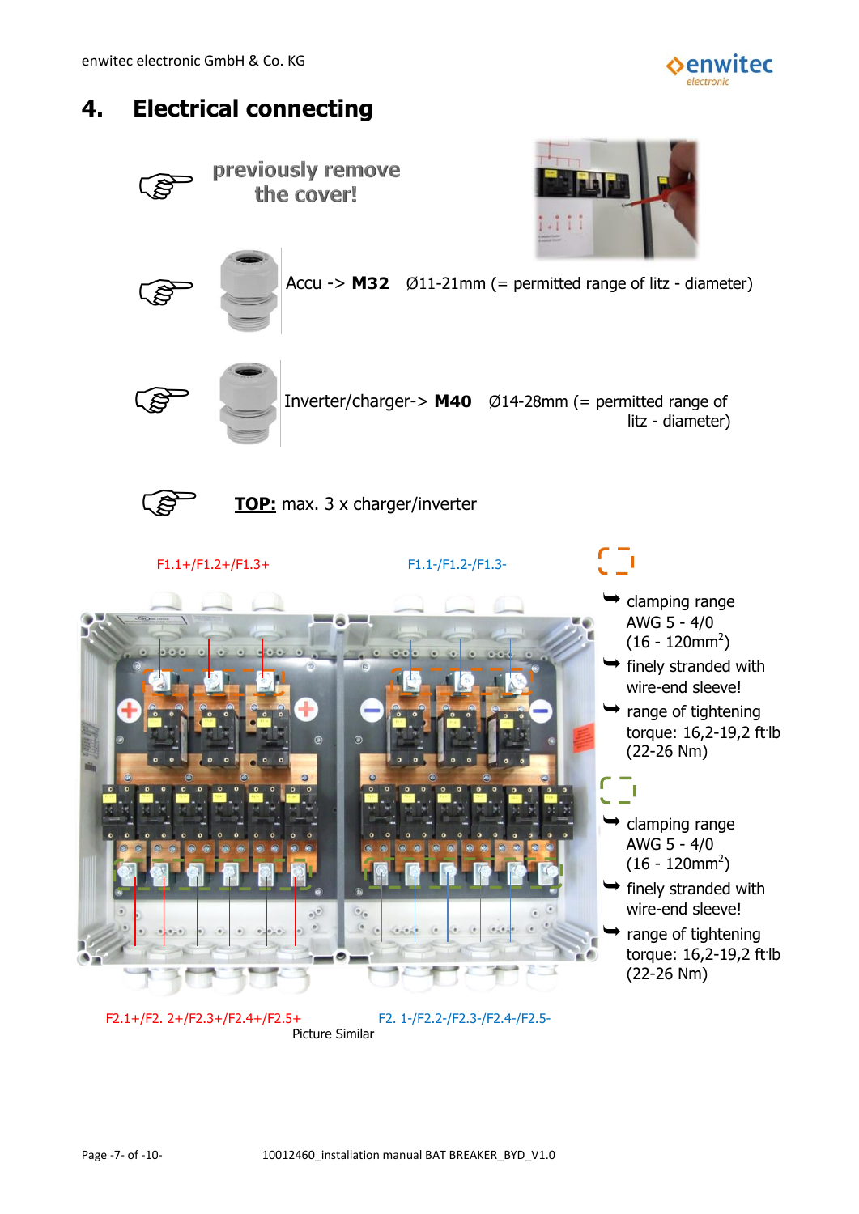# 4. Electrical connecting

previously remove the cover!

Accu -> **M32** Ø11-21mm (= permitted range of litz - diameter)

Inverter/charger-> **M40** Ø14-28mm (= permitted range of litz - diameter)

**TOP:** max. 3 x charger/inverter

F1.1+/F1.2+/F1.3+

F1.1-/F1.2-/F1.3-

- clamping range AWG 5 - 4/0 (16 - 120mm$^2$)
- finely stranded with wire-end sleeve!
- range of tightening torque: 16,2-19,2 ft·lb (22-26 Nm)

- clamping range AWG 5 - 4/0 (16 - 120mm$^2$)
- finely stranded with wire-end sleeve!
- range of tightening torque: 16,2-19,2 ft·lb (22-26 Nm)

F2.1+/F2. 2+/F2.3+/F2.4+/F2.5+

F2. 1-/F2.2-/F2.3-/F2.4-/F2.5-

Picture Similar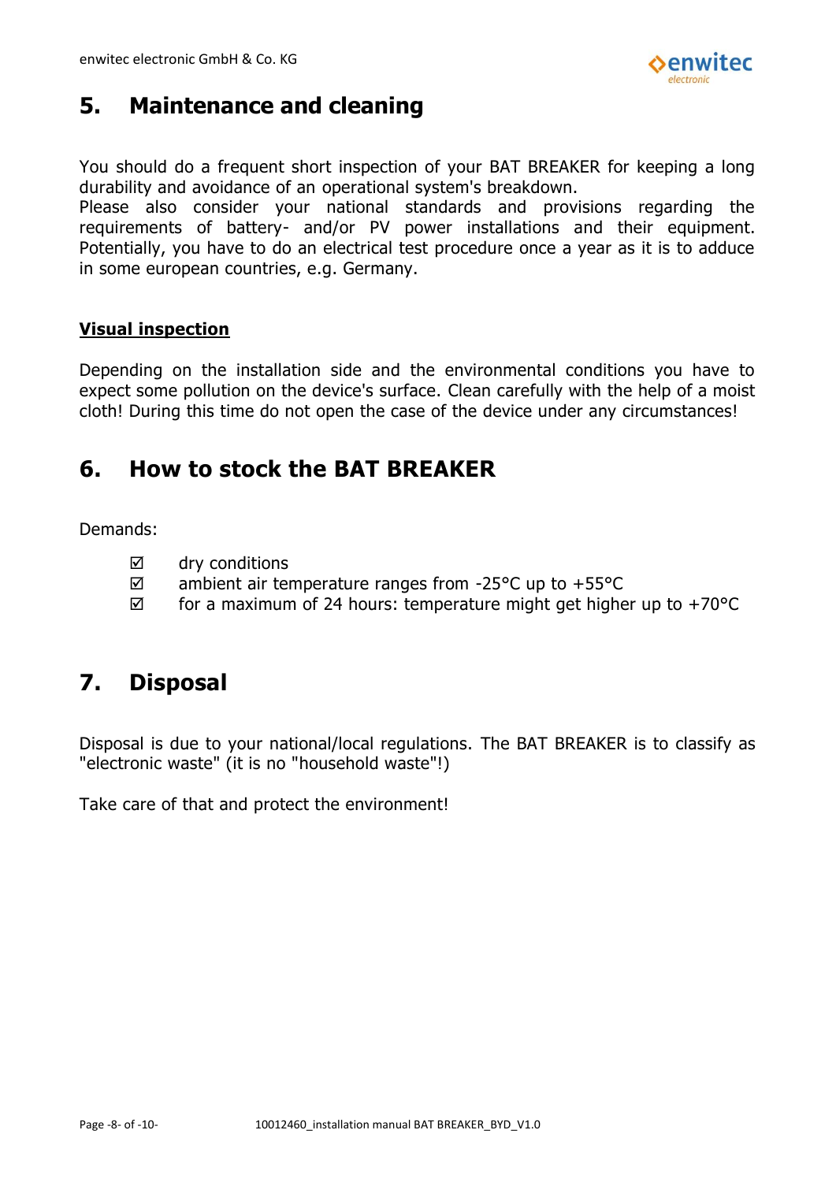## 5. Maintenance and cleaning

You should do a frequent short inspection of your BAT BREAKER for keeping a long durability and avoidance of an operational system's breakdown.
Please also consider your national standards and provisions regarding the requirements of battery- and/or PV power installations and their equipment. Potentially, you have to do an electrical test procedure once a year as it is to adduce in some european countries, e.g. Germany.

**Visual inspection**

Depending on the installation side and the environmental conditions you have to expect some pollution on the device's surface. Clean carefully with the help of a moist cloth! During this time do not open the case of the device under any circumstances!

## 6. How to stock the BAT BREAKER

Demands:

- ☑ dry conditions
- ☑ ambient air temperature ranges from -25°C up to +55°C
- ☑ for a maximum of 24 hours: temperature might get higher up to +70°C

## 7. Disposal

Disposal is due to your national/local regulations. The BAT BREAKER is to classify as "electronic waste" (it is no "household waste"!)

Take care of that and protect the environment!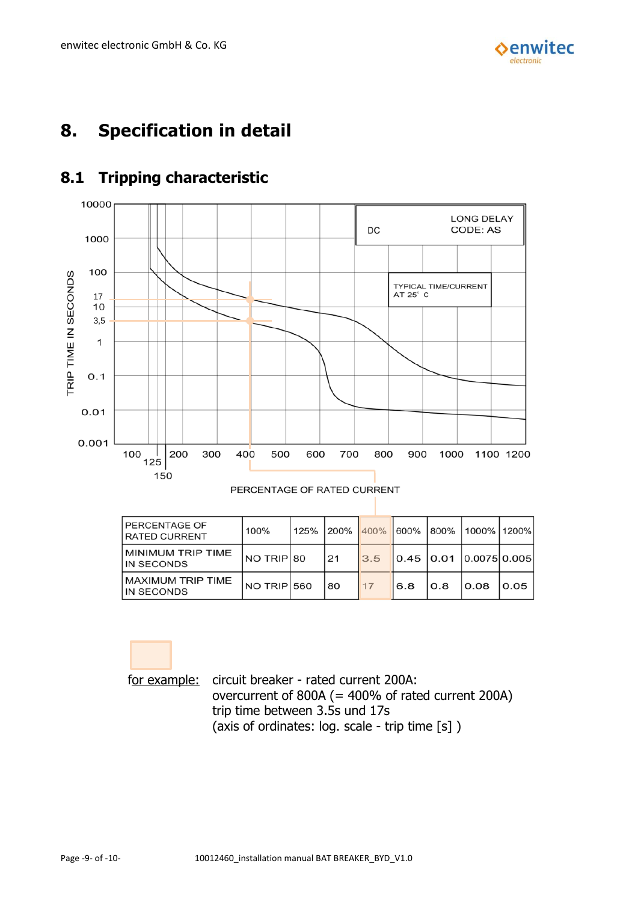# 8. Specification in detail

## 8.1 Tripping characteristic

| PERCENTAGE OF RATED CURRENT | 100% | 125% | 200% | 400% | 600% | 800% | 1000% | 1200% |
|---|---|---|---|---|---|---|---|---|
| MINIMUM TRIP TIME IN SECONDS | NO TRIP | 80 | 21 | 3.5 | 0.45 | 0.01 | 0.0075 | 0.005 |
| MAXIMUM TRIP TIME IN SECONDS | NO TRIP | 560 | 80 | 17 | 6.8 | 0.8 | 0.08 | 0.05 |

<u>for example:</u> circuit breaker - rated current 200A:
overcurrent of 800A (= 400% of rated current 200A)
trip time between 3.5s und 17s
(axis of ordinates: log. scale - trip time [s] )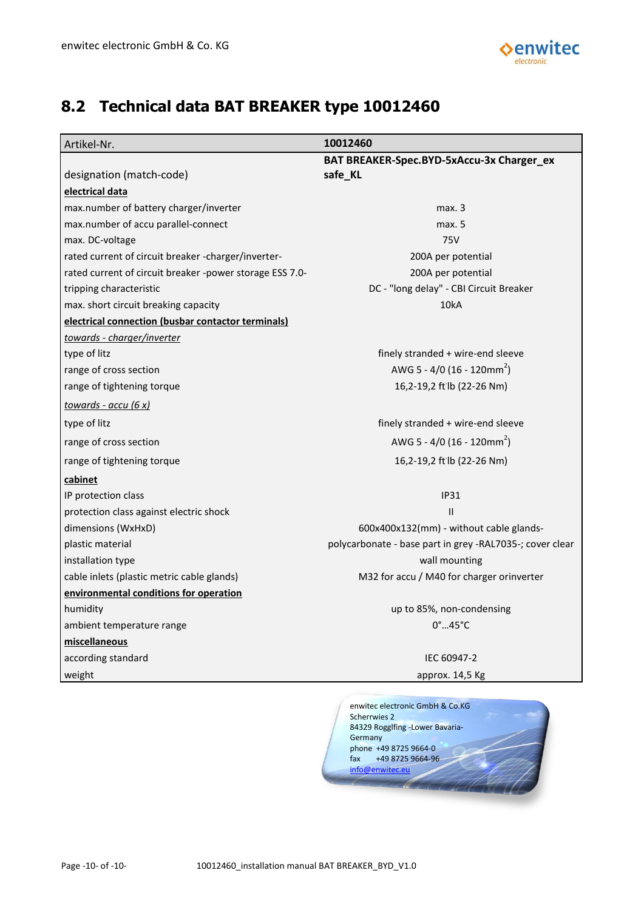## 8.2 Technical data BAT BREAKER type 10012460

| Artikel-Nr. | 10012460 |
|---|---|
| designation (match-code) | **BAT BREAKER-Spec.BYD-5xAccu-3x Charger_ex safe_KL** |
| **electrical data** | |
| max.number of battery charger/inverter | max. 3 |
| max.number of accu parallel-connect | max. 5 |
| max. DC-voltage | 75V |
| rated current of circuit breaker -charger/inverter- | 200A per potential |
| rated current of circuit breaker -power storage ESS 7.0- | 200A per potential |
| tripping characteristic | DC - "long delay" - CBI Circuit Breaker |
| max. short circuit breaking capacity | 10kA |
| **electrical connection (busbar contactor terminals)** | |
| *towards - charger/inverter* | |
| type of litz | finely stranded + wire-end sleeve |
| range of cross section | AWG 5 - 4/0 (16 - 120mm$^2$) |
| range of tightening torque | 16,2-19,2 ft·lb (22-26 Nm) |
| *towards - accu (6 x)* | |
| type of litz | finely stranded + wire-end sleeve |
| range of cross section | AWG 5 - 4/0 (16 - 120mm$^2$) |
| range of tightening torque | 16,2-19,2 ft·lb (22-26 Nm) |
| **cabinet** | |
| IP protection class | IP31 |
| protection class against electric shock | II |
| dimensions (WxHxD) | 600x400x132(mm) - without cable glands- |
| plastic material | polycarbonate - base part in grey -RAL7035-; cover clear |
| installation type | wall mounting |
| cable inlets (plastic metric cable glands) | M32 for accu / M40 for charger orinverter |
| **environmental conditions for operation** | |
| humidity | up to 85%, non-condensing |
| ambient temperature range | 0°…45°C |
| **miscellaneous** | |
| according standard | IEC 60947-2 |
| weight | approx. 14,5 Kg |

enwitec electronic GmbH & Co.KG
Scherrwies 2
84329 Rogglfing -Lower Bavaria-
Germany
phone +49 8725 9664-0
fax +49 8725 9664-96
info@enwitec.eu